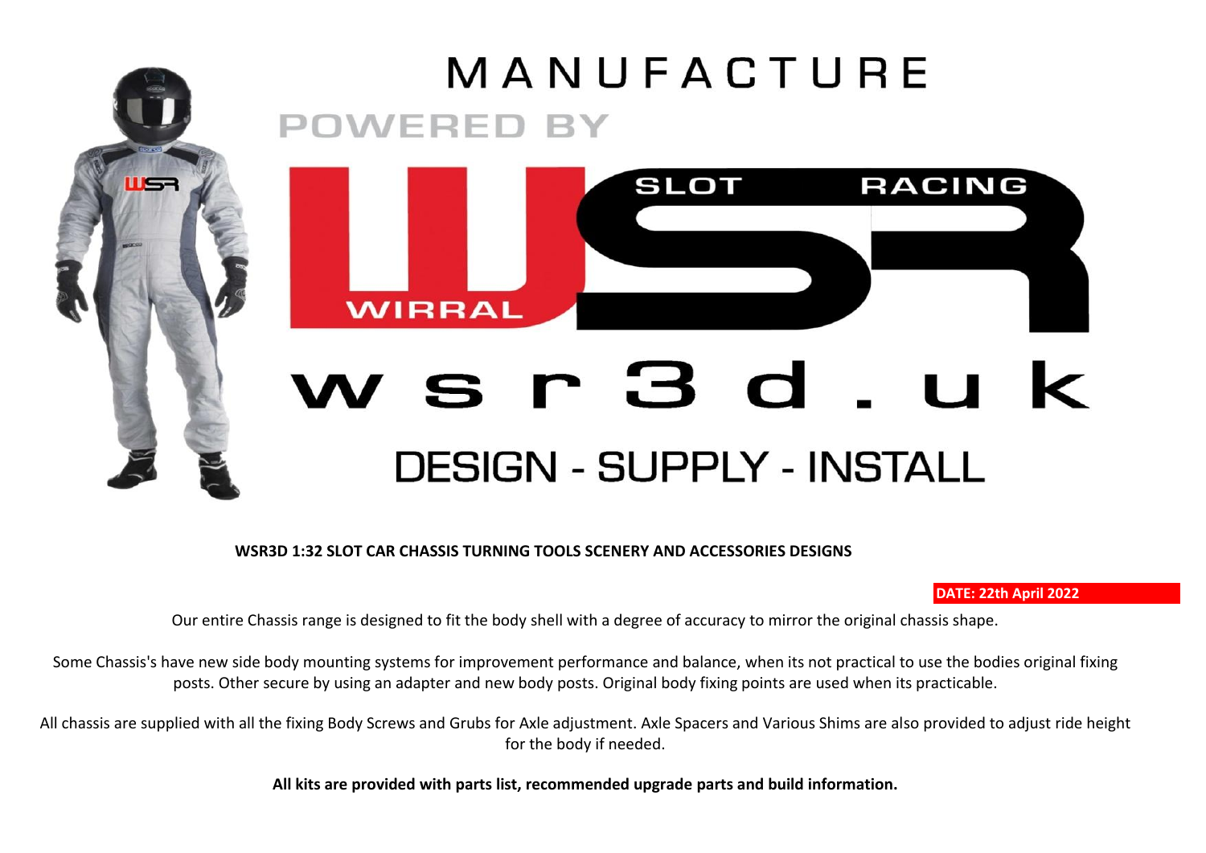# MANUFACTURE

POWERED BY

WIRRAL SLOT RACING

# wsr3d.uk

## DESIGN - SUPPLY - INSTALL

**WSR3D 1:32 SLOT CAR CHASSIS TURNING TOOLS SCENERY AND ACCESSORIES DESIGNS**

**DATE: 22th April 2022**

Our entire Chassis range is designed to fit the body shell with a degree of accuracy to mirror the original chassis shape.

Some Chassis's have new side body mounting systems for improvement performance and balance, when its not practical to use the bodies original fixing posts. Other secure by using an adapter and new body posts. Original body fixing points are used when its practicable.

All chassis are supplied with all the fixing Body Screws and Grubs for Axle adjustment. Axle Spacers and Various Shims are also provided to adjust ride height for the body if needed.

**All kits are provided with parts list, recommended upgrade parts and build information.**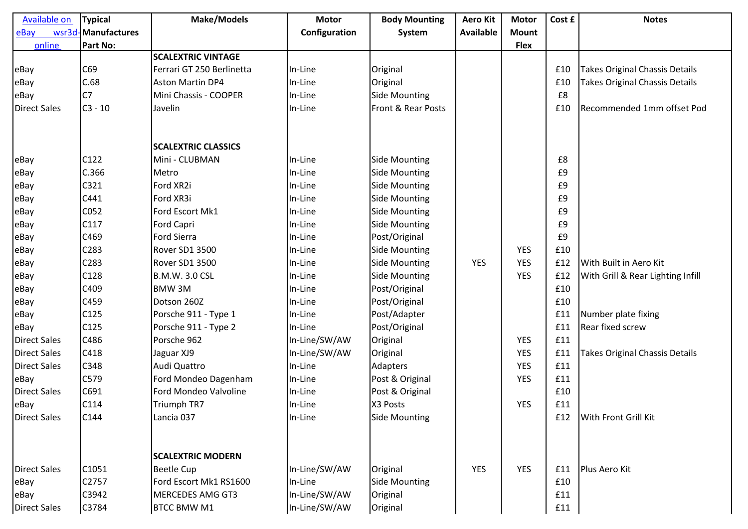| Available on eBay wsr3d-online | Typical Manufactures Part No: | Make/Models | Motor Configuration | Body Mounting System | Aero Kit Available | Motor Mount Flex | Cost £ | Notes |
|---|---|---|---|---|---|---|---|---|
| | | **SCALEXTRIC VINTAGE** | | | | | | |
| eBay | C69 | Ferrari GT 250 Berlinetta | In-Line | Original | | | £10 | Takes Original Chassis Details |
| eBay | C.68 | Aston Martin DP4 | In-Line | Original | | | £10 | Takes Original Chassis Details |
| eBay | C7 | Mini Chassis - COOPER | In-Line | Side Mounting | | | £8 | |
| Direct Sales | C3 - 10 | Javelin | In-Line | Front & Rear Posts | | | £10 | Recommended 1mm offset Pod |
| | | | | | | | | |
| | | **SCALEXTRIC CLASSICS** | | | | | | |
| eBay | C122 | Mini - CLUBMAN | In-Line | Side Mounting | | | £8 | |
| eBay | C.366 | Metro | In-Line | Side Mounting | | | £9 | |
| eBay | C321 | Ford XR2i | In-Line | Side Mounting | | | £9 | |
| eBay | C441 | Ford XR3i | In-Line | Side Mounting | | | £9 | |
| eBay | C052 | Ford Escort Mk1 | In-Line | Side Mounting | | | £9 | |
| eBay | C117 | Ford Capri | In-Line | Side Mounting | | | £9 | |
| eBay | C469 | Ford Sierra | In-Line | Post/Original | | | £9 | |
| eBay | C283 | Rover SD1 3500 | In-Line | Side Mounting | | YES | £10 | |
| eBay | C283 | Rover SD1 3500 | In-Line | Side Mounting | YES | YES | £12 | With Built in Aero Kit |
| eBay | C128 | B.M.W. 3.0 CSL | In-Line | Side Mounting | | YES | £12 | With Grill & Rear Lighting Infill |
| eBay | C409 | BMW 3M | In-Line | Post/Original | | | £10 | |
| eBay | C459 | Dotson 260Z | In-Line | Post/Original | | | £10 | |
| eBay | C125 | Porsche 911 - Type 1 | In-Line | Post/Adapter | | | £11 | Number plate fixing |
| eBay | C125 | Porsche 911 - Type 2 | In-Line | Post/Original | | | £11 | Rear fixed screw |
| Direct Sales | C486 | Porsche 962 | In-Line/SW/AW | Original | | YES | £11 | |
| Direct Sales | C418 | Jaguar XJ9 | In-Line/SW/AW | Original | | YES | £11 | Takes Original Chassis Details |
| Direct Sales | C348 | Audi Quattro | In-Line | Adapters | | YES | £11 | |
| eBay | C579 | Ford Mondeo Dagenham | In-Line | Post & Original | | YES | £11 | |
| Direct Sales | C691 | Ford Mondeo Valvoline | In-Line | Post & Original | | | £10 | |
| eBay | C114 | Triumph TR7 | In-Line | X3 Posts | | YES | £11 | |
| Direct Sales | C144 | Lancia 037 | In-Line | Side Mounting | | | £12 | With Front Grill Kit |
| | | | | | | | | |
| | | **SCALEXTRIC MODERN** | | | | | | |
| Direct Sales | C1051 | Beetle Cup | In-Line/SW/AW | Original | YES | YES | £11 | Plus Aero Kit |
| eBay | C2757 | Ford Escort Mk1 RS1600 | In-Line | Side Mounting | | | £10 | |
| eBay | C3942 | MERCEDES AMG GT3 | In-Line/SW/AW | Original | | | £11 | |
| Direct Sales | C3784 | BTCC BMW M1 | In-Line/SW/AW | Original | | | £11 | |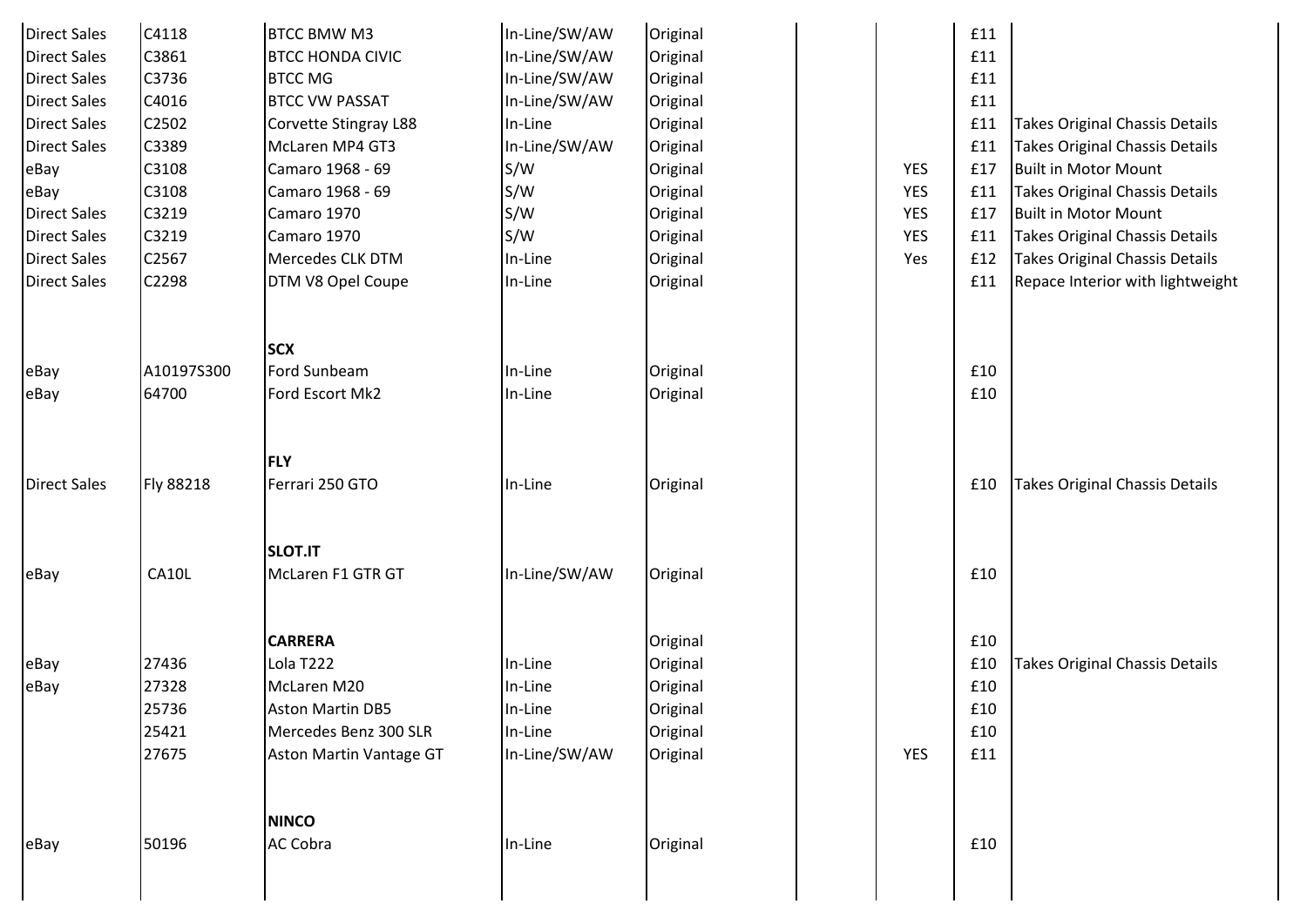| | | | | | | | | |
|---|---|---|---|---|---|---|---|---|
| Direct Sales | C4118 | BTCC BMW M3 | In-Line/SW/AW | Original | | | £11 | |
| Direct Sales | C3861 | BTCC HONDA CIVIC | In-Line/SW/AW | Original | | | £11 | |
| Direct Sales | C3736 | BTCC MG | In-Line/SW/AW | Original | | | £11 | |
| Direct Sales | C4016 | BTCC VW PASSAT | In-Line/SW/AW | Original | | | £11 | |
| Direct Sales | C2502 | Corvette Stingray L88 | In-Line | Original | | | £11 | Takes Original Chassis Details |
| Direct Sales | C3389 | McLaren MP4 GT3 | In-Line/SW/AW | Original | | | £11 | Takes Original Chassis Details |
| eBay | C3108 | Camaro 1968 - 69 | S/W | Original | | YES | £17 | Built in Motor Mount |
| eBay | C3108 | Camaro 1968 - 69 | S/W | Original | | YES | £11 | Takes Original Chassis Details |
| Direct Sales | C3219 | Camaro 1970 | S/W | Original | | YES | £17 | Built in Motor Mount |
| Direct Sales | C3219 | Camaro 1970 | S/W | Original | | YES | £11 | Takes Original Chassis Details |
| Direct Sales | C2567 | Mercedes CLK DTM | In-Line | Original | | Yes | £12 | Takes Original Chassis Details |
| Direct Sales | C2298 | DTM V8 Opel Coupe | In-Line | Original | | | £11 | Repace Interior with lightweight |
| | | | | | | | | |
| | | **SCX** | | | | | | |
| eBay | A10197S300 | Ford Sunbeam | In-Line | Original | | | £10 | |
| eBay | 64700 | Ford Escort Mk2 | In-Line | Original | | | £10 | |
| | | | | | | | | |
| | | **FLY** | | | | | | |
| Direct Sales | Fly 88218 | Ferrari 250 GTO | In-Line | Original | | | £10 | Takes Original Chassis Details |
| | | | | | | | | |
| | | **SLOT.IT** | | | | | | |
| eBay | CA10L | McLaren F1 GTR GT | In-Line/SW/AW | Original | | | £10 | |
| | | | | | | | | |
| | | **CARRERA** | | Original | | | £10 | |
| eBay | 27436 | Lola T222 | In-Line | Original | | | £10 | Takes Original Chassis Details |
| eBay | 27328 | McLaren M20 | In-Line | Original | | | £10 | |
| | 25736 | Aston Martin DB5 | In-Line | Original | | | £10 | |
| | 25421 | Mercedes Benz 300 SLR | In-Line | Original | | | £10 | |
| | 27675 | Aston Martin Vantage GT | In-Line/SW/AW | Original | | YES | £11 | |
| | | | | | | | | |
| | | **NINCO** | | | | | | |
| eBay | 50196 | AC Cobra | In-Line | Original | | | £10 | |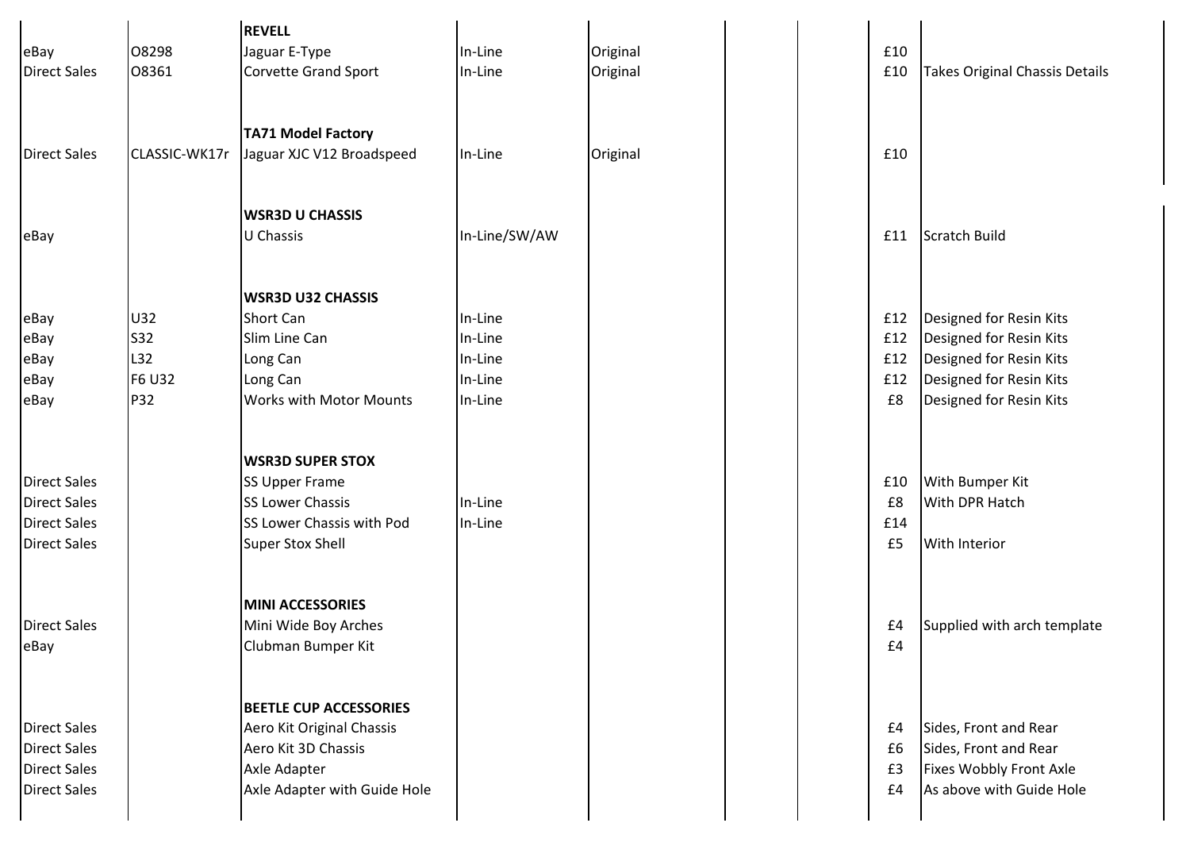| | | | | | | | | |
|---|---|---|---|---|---|---|---|---|
| | | **REVELL** | | | | | | |
| eBay | O8298 | Jaguar E-Type | In-Line | Original | | | £10 | |
| Direct Sales | O8361 | Corvette Grand Sport | In-Line | Original | | | £10 | Takes Original Chassis Details |
| | | | | | | | | |
| | | **TA71 Model Factory** | | | | | | |
| Direct Sales | CLASSIC-WK17r | Jaguar XJC V12 Broadspeed | In-Line | Original | | | £10 | |
| | | | | | | | | |
| | | **WSR3D U CHASSIS** | | | | | | |
| eBay | | U Chassis | In-Line/SW/AW | | | | £11 | Scratch Build |
| | | | | | | | | |
| | | **WSR3D U32 CHASSIS** | | | | | | |
| eBay | U32 | Short Can | In-Line | | | | £12 | Designed for Resin Kits |
| eBay | S32 | Slim Line Can | In-Line | | | | £12 | Designed for Resin Kits |
| eBay | L32 | Long Can | In-Line | | | | £12 | Designed for Resin Kits |
| eBay | F6 U32 | Long Can | In-Line | | | | £12 | Designed for Resin Kits |
| eBay | P32 | Works with Motor Mounts | In-Line | | | | £8 | Designed for Resin Kits |
| | | | | | | | | |
| | | **WSR3D SUPER STOX** | | | | | | |
| Direct Sales | | SS Upper Frame | | | | | £10 | With Bumper Kit |
| Direct Sales | | SS Lower Chassis | In-Line | | | | £8 | With DPR Hatch |
| Direct Sales | | SS Lower Chassis with Pod | In-Line | | | | £14 | |
| Direct Sales | | Super Stox Shell | | | | | £5 | With Interior |
| | | | | | | | | |
| | | **MINI ACCESSORIES** | | | | | | |
| Direct Sales | | Mini Wide Boy Arches | | | | | £4 | Supplied with arch template |
| eBay | | Clubman Bumper Kit | | | | | £4 | |
| | | | | | | | | |
| | | **BEETLE CUP ACCESSORIES** | | | | | | |
| Direct Sales | | Aero Kit Original Chassis | | | | | £4 | Sides, Front and Rear |
| Direct Sales | | Aero Kit 3D Chassis | | | | | £6 | Sides, Front and Rear |
| Direct Sales | | Axle Adapter | | | | | £3 | Fixes Wobbly Front Axle |
| Direct Sales | | Axle Adapter with Guide Hole | | | | | £4 | As above with Guide Hole |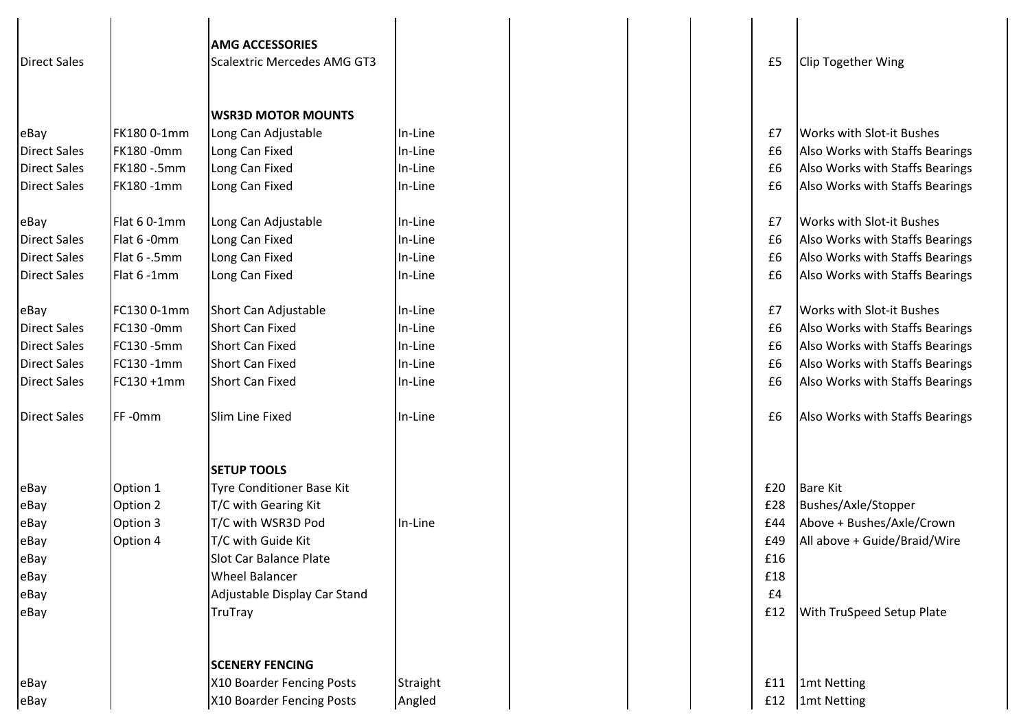| | | | | | | | | |
|---|---|---|---|---|---|---|---|---|
| | | **AMG ACCESSORIES** | | | | | | |
| Direct Sales | | Scalextric Mercedes AMG GT3 | | | | | £5 | Clip Together Wing |
| | | | | | | | | |
| | | **WSR3D MOTOR MOUNTS** | | | | | | |
| eBay | FK180 0-1mm | Long Can Adjustable | In-Line | | | | £7 | Works with Slot-it Bushes |
| Direct Sales | FK180 -0mm | Long Can Fixed | In-Line | | | | £6 | Also Works with Staffs Bearings |
| Direct Sales | FK180 -.5mm | Long Can Fixed | In-Line | | | | £6 | Also Works with Staffs Bearings |
| Direct Sales | FK180 -1mm | Long Can Fixed | In-Line | | | | £6 | Also Works with Staffs Bearings |
| | | | | | | | | |
| eBay | Flat 6 0-1mm | Long Can Adjustable | In-Line | | | | £7 | Works with Slot-it Bushes |
| Direct Sales | Flat 6 -0mm | Long Can Fixed | In-Line | | | | £6 | Also Works with Staffs Bearings |
| Direct Sales | Flat 6 -.5mm | Long Can Fixed | In-Line | | | | £6 | Also Works with Staffs Bearings |
| Direct Sales | Flat 6 -1mm | Long Can Fixed | In-Line | | | | £6 | Also Works with Staffs Bearings |
| | | | | | | | | |
| eBay | FC130 0-1mm | Short Can Adjustable | In-Line | | | | £7 | Works with Slot-it Bushes |
| Direct Sales | FC130 -0mm | Short Can Fixed | In-Line | | | | £6 | Also Works with Staffs Bearings |
| Direct Sales | FC130 -5mm | Short Can Fixed | In-Line | | | | £6 | Also Works with Staffs Bearings |
| Direct Sales | FC130 -1mm | Short Can Fixed | In-Line | | | | £6 | Also Works with Staffs Bearings |
| Direct Sales | FC130 +1mm | Short Can Fixed | In-Line | | | | £6 | Also Works with Staffs Bearings |
| | | | | | | | | |
| Direct Sales | FF -0mm | Slim Line Fixed | In-Line | | | | £6 | Also Works with Staffs Bearings |
| | | | | | | | | |
| | | **SETUP TOOLS** | | | | | | |
| eBay | Option 1 | Tyre Conditioner Base Kit | | | | | £20 | Bare Kit |
| eBay | Option 2 | T/C with Gearing Kit | | | | | £28 | Bushes/Axle/Stopper |
| eBay | Option 3 | T/C with WSR3D Pod | In-Line | | | | £44 | Above + Bushes/Axle/Crown |
| eBay | Option 4 | T/C with Guide Kit | | | | | £49 | All above + Guide/Braid/Wire |
| eBay | | Slot Car Balance Plate | | | | | £16 | |
| eBay | | Wheel Balancer | | | | | £18 | |
| eBay | | Adjustable Display Car Stand | | | | | £4 | |
| eBay | | TruTray | | | | | £12 | With TruSpeed Setup Plate |
| | | | | | | | | |
| | | **SCENERY FENCING** | | | | | | |
| eBay | | X10 Boarder Fencing Posts | Straight | | | | £11 | 1mt Netting |
| eBay | | X10 Boarder Fencing Posts | Angled | | | | £12 | 1mt Netting |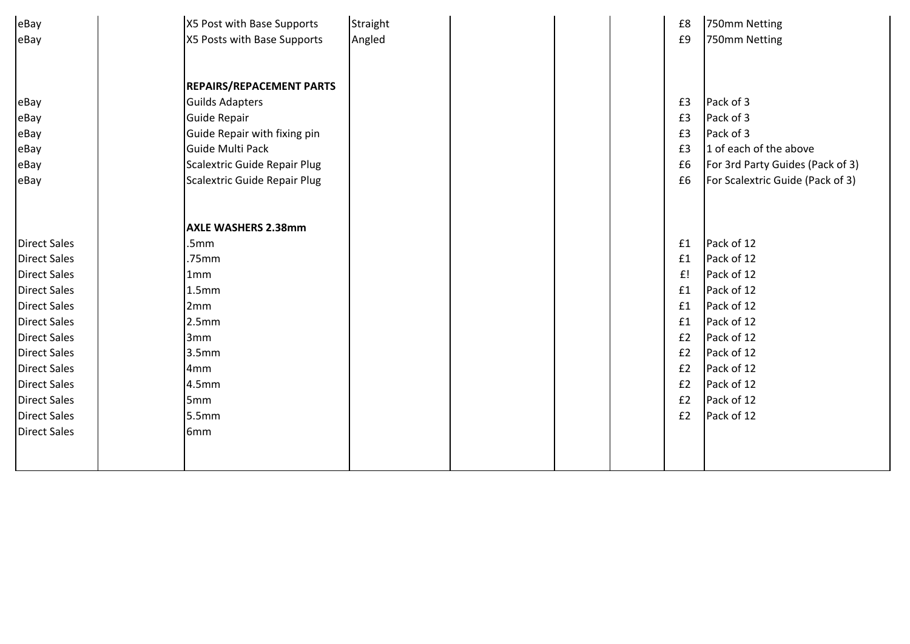| | | | | | | | | |
|---|---|---|---|---|---|---|---|---|
| eBay | | X5 Post with Base Supports | Straight | | | | £8 | 750mm Netting |
| eBay | | X5 Posts with Base Supports | Angled | | | | £9 | 750mm Netting |
| | | | | | | | | |
| | | **REPAIRS/REPACEMENT PARTS** | | | | | | |
| eBay | | Guilds Adapters | | | | | £3 | Pack of 3 |
| eBay | | Guide Repair | | | | | £3 | Pack of 3 |
| eBay | | Guide Repair with fixing pin | | | | | £3 | Pack of 3 |
| eBay | | Guide Multi Pack | | | | | £3 | 1 of each of the above |
| eBay | | Scalextric Guide Repair Plug | | | | | £6 | For 3rd Party Guides (Pack of 3) |
| eBay | | Scalextric Guide Repair Plug | | | | | £6 | For Scalextric Guide (Pack of 3) |
| | | | | | | | | |
| | | **AXLE WASHERS 2.38mm** | | | | | | |
| Direct Sales | | .5mm | | | | | £1 | Pack of 12 |
| Direct Sales | | .75mm | | | | | £1 | Pack of 12 |
| Direct Sales | | 1mm | | | | | £! | Pack of 12 |
| Direct Sales | | 1.5mm | | | | | £1 | Pack of 12 |
| Direct Sales | | 2mm | | | | | £1 | Pack of 12 |
| Direct Sales | | 2.5mm | | | | | £1 | Pack of 12 |
| Direct Sales | | 3mm | | | | | £2 | Pack of 12 |
| Direct Sales | | 3.5mm | | | | | £2 | Pack of 12 |
| Direct Sales | | 4mm | | | | | £2 | Pack of 12 |
| Direct Sales | | 4.5mm | | | | | £2 | Pack of 12 |
| Direct Sales | | 5mm | | | | | £2 | Pack of 12 |
| Direct Sales | | 5.5mm | | | | | £2 | Pack of 12 |
| Direct Sales | | 6mm | | | | | | |